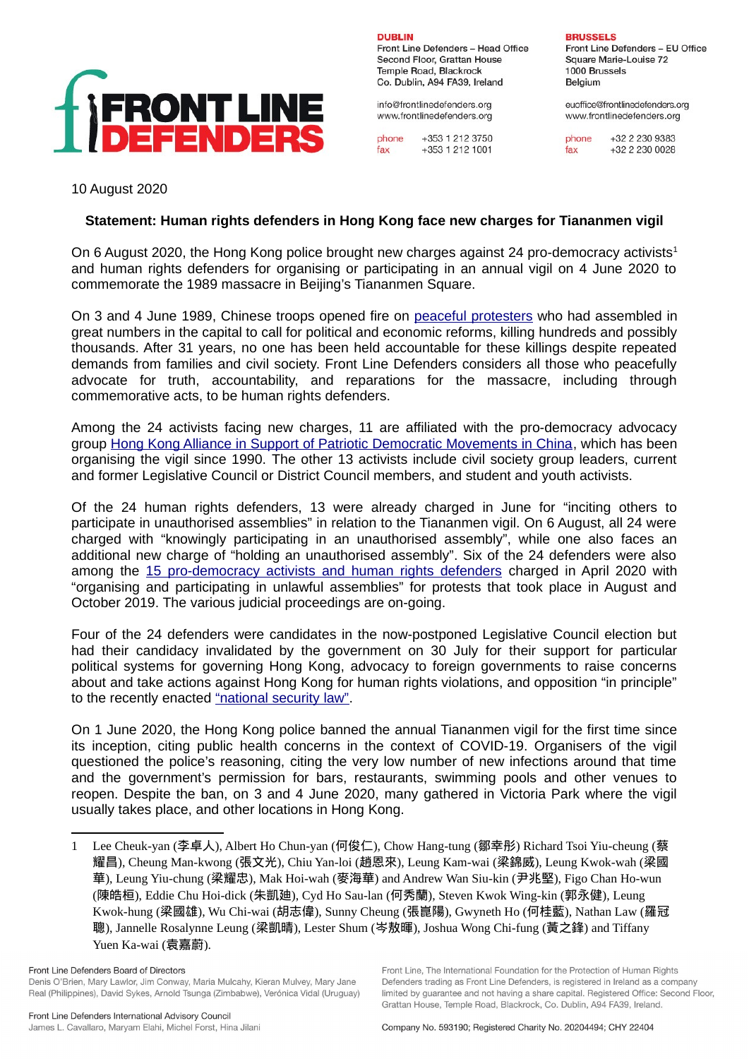**DUBLIN**
Front Line Defenders – Head Office
Second Floor, Grattan House
Temple Road, Blackrock
Co. Dublin, A94 FA39, Ireland

info@frontlinedefenders.org
www.frontlinedefenders.org

phone +353 1 212 3750
fax +353 1 212 1001

**BRUSSELS**
Front Line Defenders – EU Office
Square Marie-Louise 72
1000 Brussels
Belgium

euoffice@frontlinedefenders.org
www.frontlinedefenders.org

phone +32 2 230 9383
fax +32 2 230 0028

10 August 2020

**Statement: Human rights defenders in Hong Kong face new charges for Tiananmen vigil**

On 6 August 2020, the Hong Kong police brought new charges against 24 pro-democracy activists[1] and human rights defenders for organising or participating in an annual vigil on 4 June 2020 to commemorate the 1989 massacre in Beijing's Tiananmen Square.

On 3 and 4 June 1989, Chinese troops opened fire on peaceful protesters who had assembled in great numbers in the capital to call for political and economic reforms, killing hundreds and possibly thousands. After 31 years, no one has been held accountable for these killings despite repeated demands from families and civil society. Front Line Defenders considers all those who peacefully advocate for truth, accountability, and reparations for the massacre, including through commemorative acts, to be human rights defenders.

Among the 24 activists facing new charges, 11 are affiliated with the pro-democracy advocacy group Hong Kong Alliance in Support of Patriotic Democratic Movements in China, which has been organising the vigil since 1990. The other 13 activists include civil society group leaders, current and former Legislative Council or District Council members, and student and youth activists.

Of the 24 human rights defenders, 13 were already charged in June for "inciting others to participate in unauthorised assemblies" in relation to the Tiananmen vigil. On 6 August, all 24 were charged with "knowingly participating in an unauthorised assembly", while one also faces an additional new charge of "holding an unauthorised assembly". Six of the 24 defenders were also among the 15 pro-democracy activists and human rights defenders charged in April 2020 with "organising and participating in unlawful assemblies" for protests that took place in August and October 2019. The various judicial proceedings are on-going.

Four of the 24 defenders were candidates in the now-postponed Legislative Council election but had their candidacy invalidated by the government on 30 July for their support for particular political systems for governing Hong Kong, advocacy to foreign governments to raise concerns about and take actions against Hong Kong for human rights violations, and opposition "in principle" to the recently enacted "national security law".

On 1 June 2020, the Hong Kong police banned the annual Tiananmen vigil for the first time since its inception, citing public health concerns in the context of COVID-19. Organisers of the vigil questioned the police's reasoning, citing the very low number of new infections around that time and the government's permission for bars, restaurants, swimming pools and other venues to reopen. Despite the ban, on 3 and 4 June 2020, many gathered in Victoria Park where the vigil usually takes place, and other locations in Hong Kong.

---

1 Lee Cheuk-yan (李卓人), Albert Ho Chun-yan (何俊仁), Chow Hang-tung (鄒幸彤) Richard Tsoi Yiu-cheung (蔡耀昌), Cheung Man-kwong (張文光), Chiu Yan-loi (趙恩來), Leung Kam-wai (梁錦威), Leung Kwok-wah (梁國華), Leung Yiu-chung (梁耀忠), Mak Hoi-wah (麥海華) and Andrew Wan Siu-kin (尹兆堅), Figo Chan Ho-wun (陳皓桓), Eddie Chu Hoi-dick (朱凱廸), Cyd Ho Sau-lan (何秀蘭), Steven Kwok Wing-kin (郭永健), Leung Kwok-hung (梁國雄), Wu Chi-wai (胡志偉), Sunny Cheung (張崑陽), Gwyneth Ho (何桂藍), Nathan Law (羅冠聰), Jannelle Rosalynne Leung (梁凱晴), Lester Shum (岑敖暉), Joshua Wong Chi-fung (黃之鋒) and Tiffany Yuen Ka-wai (袁嘉蔚).

Front Line Defenders Board of Directors
Denis O'Brien, Mary Lawlor, Jim Conway, Maria Mulcahy, Kieran Mulvey, Mary Jane Real (Philippines), David Sykes, Arnold Tsunga (Zimbabwe), Verónica Vidal (Uruguay)

Front Line Defenders International Advisory Council
James L. Cavallaro, Maryam Elahi, Michel Forst, Hina Jilani

Front Line, The International Foundation for the Protection of Human Rights Defenders trading as Front Line Defenders, is registered in Ireland as a company limited by guarantee and not having a share capital. Registered Office: Second Floor, Grattan House, Temple Road, Blackrock, Co. Dublin, A94 FA39, Ireland.

Company No. 593190; Registered Charity No. 20204494; CHY 22404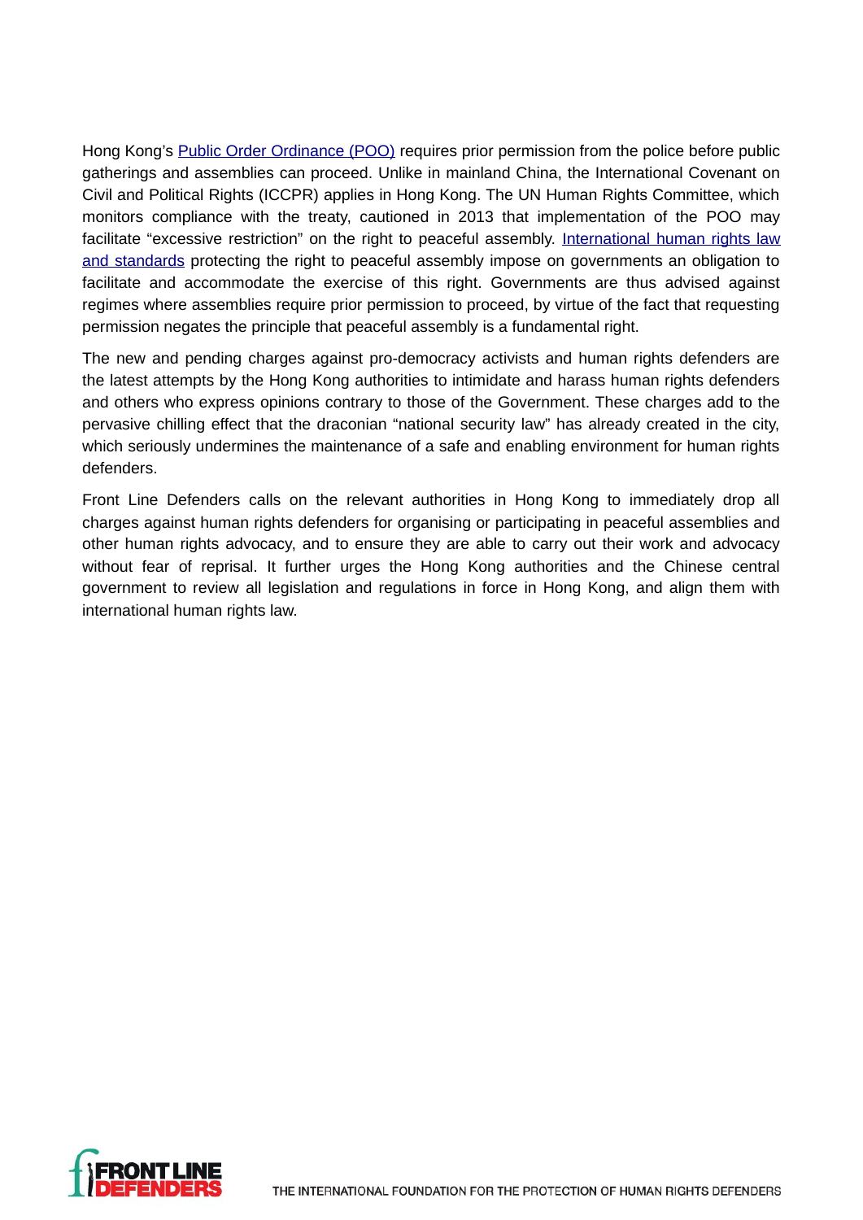Hong Kong's Public Order Ordinance (POO) requires prior permission from the police before public gatherings and assemblies can proceed. Unlike in mainland China, the International Covenant on Civil and Political Rights (ICCPR) applies in Hong Kong. The UN Human Rights Committee, which monitors compliance with the treaty, cautioned in 2013 that implementation of the POO may facilitate "excessive restriction" on the right to peaceful assembly. International human rights law and standards protecting the right to peaceful assembly impose on governments an obligation to facilitate and accommodate the exercise of this right. Governments are thus advised against regimes where assemblies require prior permission to proceed, by virtue of the fact that requesting permission negates the principle that peaceful assembly is a fundamental right.

The new and pending charges against pro-democracy activists and human rights defenders are the latest attempts by the Hong Kong authorities to intimidate and harass human rights defenders and others who express opinions contrary to those of the Government. These charges add to the pervasive chilling effect that the draconian "national security law" has already created in the city, which seriously undermines the maintenance of a safe and enabling environment for human rights defenders.

Front Line Defenders calls on the relevant authorities in Hong Kong to immediately drop all charges against human rights defenders for organising or participating in peaceful assemblies and other human rights advocacy, and to ensure they are able to carry out their work and advocacy without fear of reprisal. It further urges the Hong Kong authorities and the Chinese central government to review all legislation and regulations in force in Hong Kong, and align them with international human rights law.